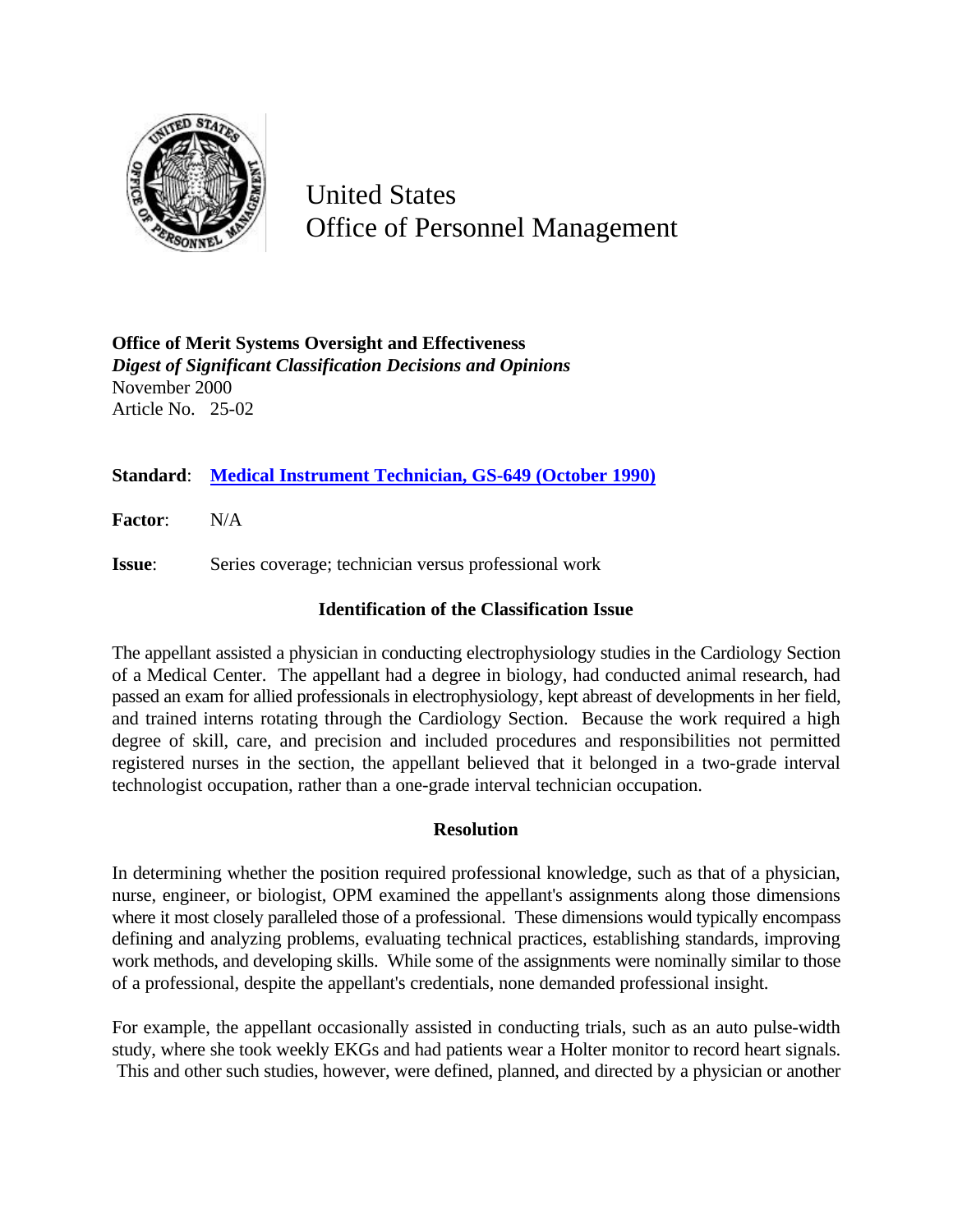United States
Office of Personnel Management

**Office of Merit Systems Oversight and Effectiveness**
***Digest of Significant Classification Decisions and Opinions***
November 2000
Article No. 25-02

**Standard**: **[Medical Instrument Technician, GS-649 (October 1990)]()**

**Factor**: N/A

**Issue**: Series coverage; technician versus professional work

### Identification of the Classification Issue

The appellant assisted a physician in conducting electrophysiology studies in the Cardiology Section of a Medical Center. The appellant had a degree in biology, had conducted animal research, had passed an exam for allied professionals in electrophysiology, kept abreast of developments in her field, and trained interns rotating through the Cardiology Section. Because the work required a high degree of skill, care, and precision and included procedures and responsibilities not permitted registered nurses in the section, the appellant believed that it belonged in a two-grade interval technologist occupation, rather than a one-grade interval technician occupation.

### Resolution

In determining whether the position required professional knowledge, such as that of a physician, nurse, engineer, or biologist, OPM examined the appellant's assignments along those dimensions where it most closely paralleled those of a professional. These dimensions would typically encompass defining and analyzing problems, evaluating technical practices, establishing standards, improving work methods, and developing skills. While some of the assignments were nominally similar to those of a professional, despite the appellant's credentials, none demanded professional insight.

For example, the appellant occasionally assisted in conducting trials, such as an auto pulse-width study, where she took weekly EKGs and had patients wear a Holter monitor to record heart signals. This and other such studies, however, were defined, planned, and directed by a physician or another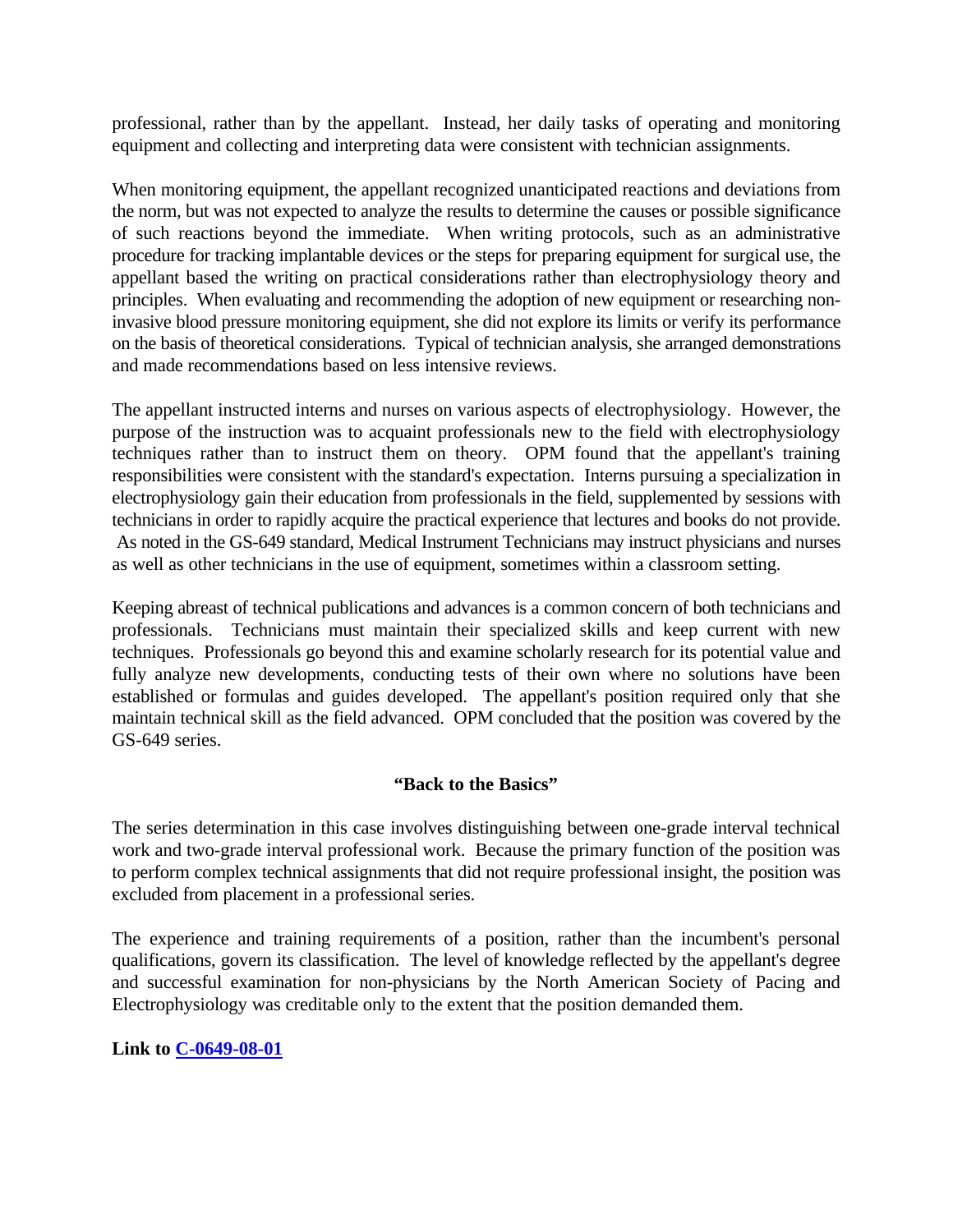professional, rather than by the appellant. Instead, her daily tasks of operating and monitoring equipment and collecting and interpreting data were consistent with technician assignments.

When monitoring equipment, the appellant recognized unanticipated reactions and deviations from the norm, but was not expected to analyze the results to determine the causes or possible significance of such reactions beyond the immediate. When writing protocols, such as an administrative procedure for tracking implantable devices or the steps for preparing equipment for surgical use, the appellant based the writing on practical considerations rather than electrophysiology theory and principles. When evaluating and recommending the adoption of new equipment or researching non-invasive blood pressure monitoring equipment, she did not explore its limits or verify its performance on the basis of theoretical considerations. Typical of technician analysis, she arranged demonstrations and made recommendations based on less intensive reviews.

The appellant instructed interns and nurses on various aspects of electrophysiology. However, the purpose of the instruction was to acquaint professionals new to the field with electrophysiology techniques rather than to instruct them on theory. OPM found that the appellant's training responsibilities were consistent with the standard's expectation. Interns pursuing a specialization in electrophysiology gain their education from professionals in the field, supplemented by sessions with technicians in order to rapidly acquire the practical experience that lectures and books do not provide. As noted in the GS-649 standard, Medical Instrument Technicians may instruct physicians and nurses as well as other technicians in the use of equipment, sometimes within a classroom setting.

Keeping abreast of technical publications and advances is a common concern of both technicians and professionals. Technicians must maintain their specialized skills and keep current with new techniques. Professionals go beyond this and examine scholarly research for its potential value and fully analyze new developments, conducting tests of their own where no solutions have been established or formulas and guides developed. The appellant's position required only that she maintain technical skill as the field advanced. OPM concluded that the position was covered by the GS-649 series.

**"Back to the Basics"**

The series determination in this case involves distinguishing between one-grade interval technical work and two-grade interval professional work. Because the primary function of the position was to perform complex technical assignments that did not require professional insight, the position was excluded from placement in a professional series.

The experience and training requirements of a position, rather than the incumbent's personal qualifications, govern its classification. The level of knowledge reflected by the appellant's degree and successful examination for non-physicians by the North American Society of Pacing and Electrophysiology was creditable only to the extent that the position demanded them.

**Link to C-0649-08-01**